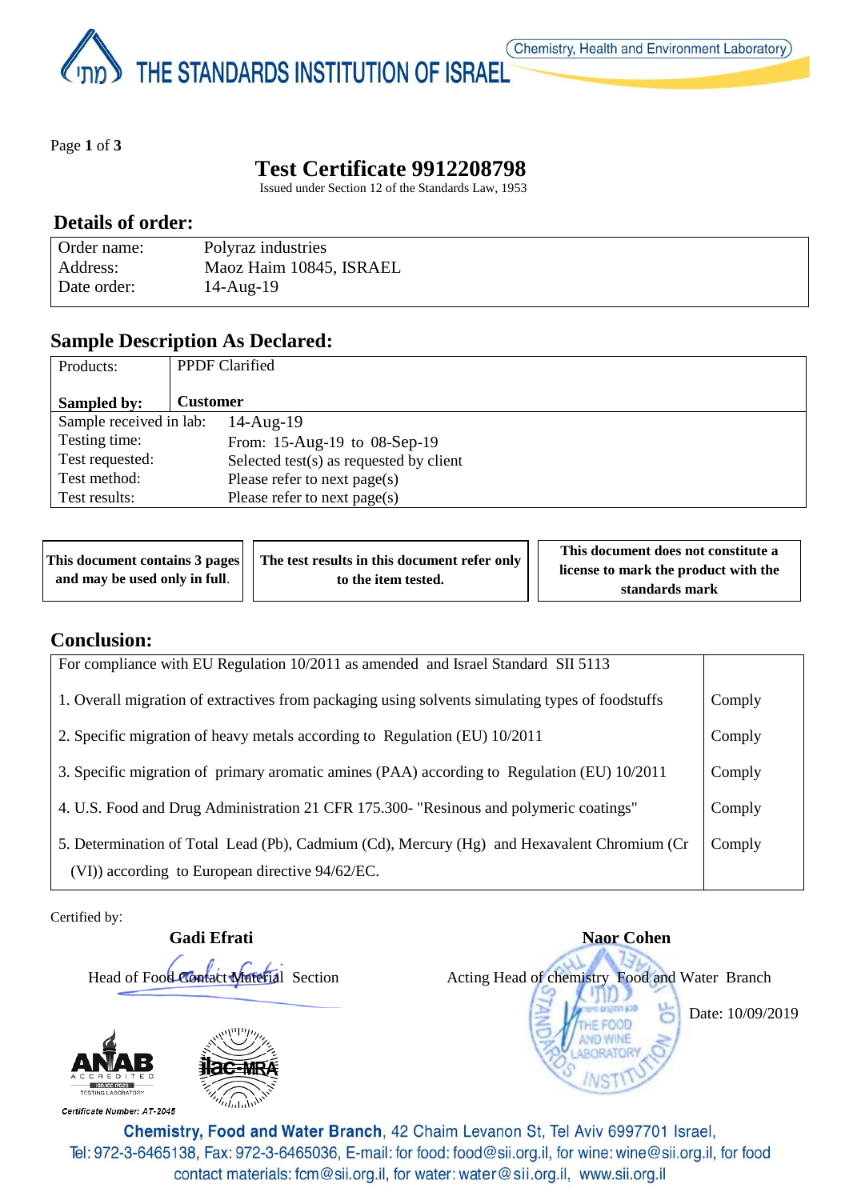THE STANDARDS INSTITUTION OF ISRAEL

Chemistry, Health and Environment Laboratory

# Test Certificate 9912208798

Issued under Section 12 of the Standards Law, 1953

## Details of order:

| | |
|---|---|
| Order name: | Polyraz industries |
| Address: | Maoz Haim 10845, ISRAEL |
| Date order: | 14-Aug-19 |

## Sample Description As Declared:

| | |
|---|---|
| Products: | PPDF Clarified |
| **Sampled by:** | **Customer** |
| Sample received in lab: | 14-Aug-19 |
| Testing time: | From: 15-Aug-19 to 08-Sep-19 |
| Test requested: | Selected test(s) as requested by client |
| Test method: | Please refer to next page(s) |
| Test results: | Please refer to next page(s) |

| | | |
|---|---|---|
| **This document contains 3 pages and may be used only in full.** | **The test results in this document refer only to the item tested.** | **This document does not constitute a license to mark the product with the standards mark** |

## Conclusion:

| For compliance with EU Regulation 10/2011 as amended and Israel Standard SII 5113 | |
|---|---|
| 1. Overall migration of extractives from packaging using solvents simulating types of foodstuffs | Comply |
| 2. Specific migration of heavy metals according to Regulation (EU) 10/2011 | Comply |
| 3. Specific migration of primary aromatic amines (PAA) according to Regulation (EU) 10/2011 | Comply |
| 4. U.S. Food and Drug Administration 21 CFR 175.300- "Resinous and polymeric coatings" | Comply |
| 5. Determination of Total Lead (Pb), Cadmium (Cd), Mercury (Hg) and Hexavalent Chromium (Cr (VI)) according to European directive 94/62/EC. | Comply |

Certified by:

**Gadi Efrati**
Head of Food Contact Material Section

**Naor Cohen**
Acting Head of chemistry Food and Water Branch

Date: 10/09/2019

Certificate Number: AT-2045

**Chemistry, Food and Water Branch**, 42 Chaim Levanon St, Tel Aviv 6997701 Israel,
Tel: 972-3-6465138, Fax: 972-3-6465036, E-mail: for food: food@sii.org.il, for wine: wine@sii.org.il, for food contact materials: fcm@sii.org.il, for water: water@sii.org.il, www.sii.org.il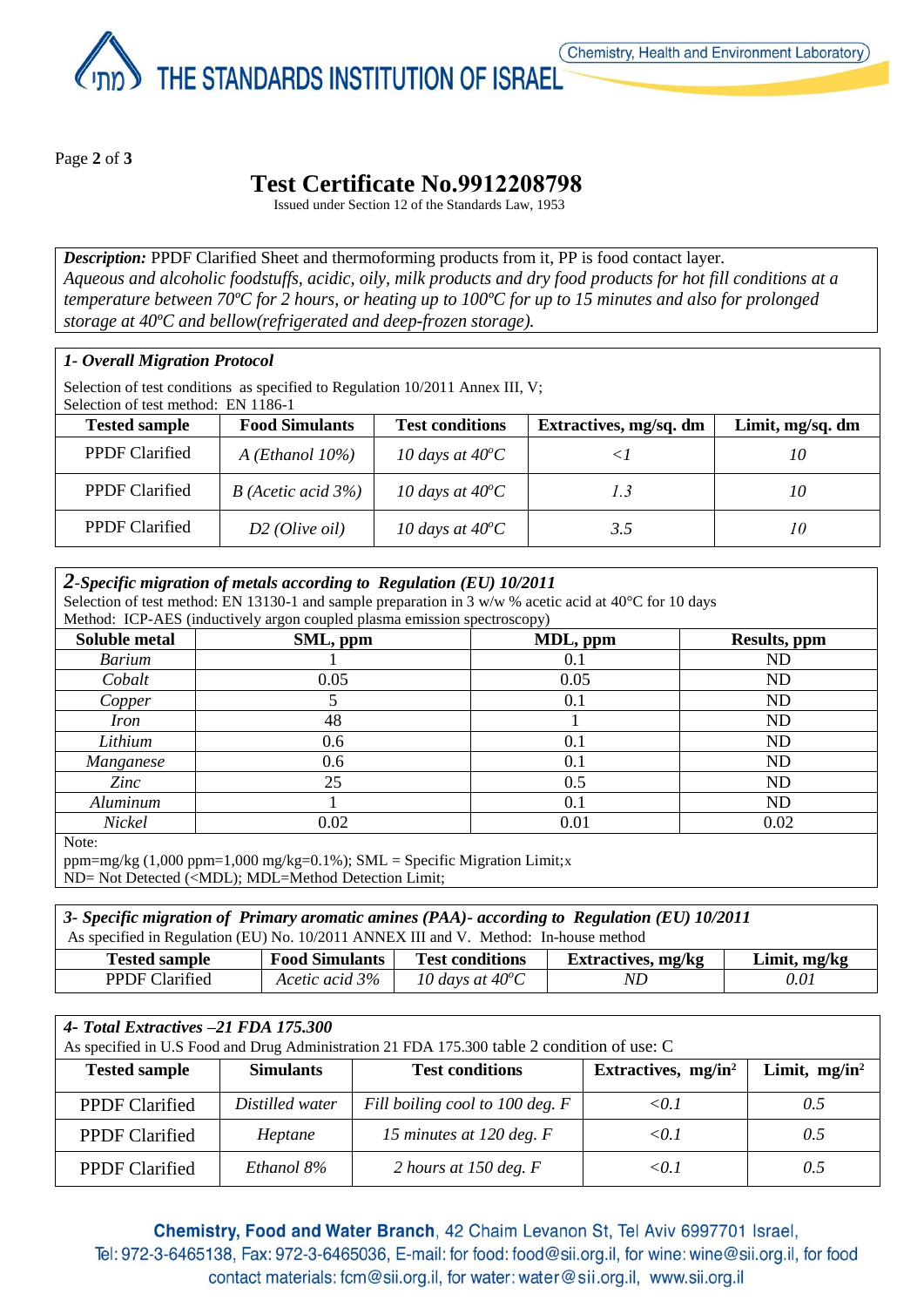# Test Certificate No.9912208798

Issued under Section 12 of the Standards Law, 1953

***Description:*** PPDF Clarified Sheet and thermoforming products from it, PP is food contact layer.
*Aqueous and alcoholic foodstuffs, acidic, oily, milk products and dry food products for hot fill conditions at a temperature between 70ºC for 2 hours, or heating up to 100ºC for up to 15 minutes and also for prolonged storage at 40ºC and bellow(refrigerated and deep-frozen storage).*

### *1- Overall Migration Protocol*

Selection of test conditions as specified to Regulation 10/2011 Annex III, V;
Selection of test method: EN 1186-1

| Tested sample | Food Simulants | Test conditions | Extractives, mg/sq. dm | Limit, mg/sq. dm |
|---|---|---|---|---|
| PPDF Clarified | *A (Ethanol 10%)* | *10 days at 40ºC* | *<1* | *10* |
| PPDF Clarified | *B (Acetic acid 3%)* | *10 days at 40ºC* | *1.3* | *10* |
| PPDF Clarified | *D2 (Olive oil)* | *10 days at 40ºC* | *3.5* | *10* |

### *2-Specific migration of metals according to Regulation (EU) 10/2011*

Selection of test method: EN 13130-1 and sample preparation in 3 w/w % acetic acid at 40°C for 10 days
Method: ICP-AES (inductively argon coupled plasma emission spectroscopy)

| Soluble metal | SML, ppm | MDL, ppm | Results, ppm |
|---|---|---|---|
| *Barium* | 1 | 0.1 | ND |
| *Cobalt* | 0.05 | 0.05 | ND |
| *Copper* | 5 | 0.1 | ND |
| *Iron* | 48 | 1 | ND |
| *Lithium* | 0.6 | 0.1 | ND |
| *Manganese* | 0.6 | 0.1 | ND |
| *Zinc* | 25 | 0.5 | ND |
| *Aluminum* | 1 | 0.1 | ND |
| *Nickel* | 0.02 | 0.01 | 0.02 |

Note:
ppm=mg/kg (1,000 ppm=1,000 mg/kg=0.1%); SML = Specific Migration Limit;x
ND= Not Detected (<MDL); MDL=Method Detection Limit;

### *3- Specific migration of Primary aromatic amines (PAA)- according to Regulation (EU) 10/2011*

As specified in Regulation (EU) No. 10/2011 ANNEX III and V. Method: In-house method

| Tested sample | Food Simulants | Test conditions | Extractives, mg/kg | Limit, mg/kg |
|---|---|---|---|---|
| PPDF Clarified | *Acetic acid 3%* | *10 days at 40ºC* | *ND* | *0.01* |

### *4- Total Extractives –21 FDA 175.300*

As specified in U.S Food and Drug Administration 21 FDA 175.300 table 2 condition of use: C

| Tested sample | Simulants | Test conditions | Extractives, mg/in² | Limit, mg/in² |
|---|---|---|---|---|
| PPDF Clarified | *Distilled water* | *Fill boiling cool to 100 deg. F* | *<0.1* | *0.5* |
| PPDF Clarified | *Heptane* | *15 minutes at 120 deg. F* | *<0.1* | *0.5* |
| PPDF Clarified | *Ethanol 8%* | *2 hours at 150 deg. F* | *<0.1* | *0.5* |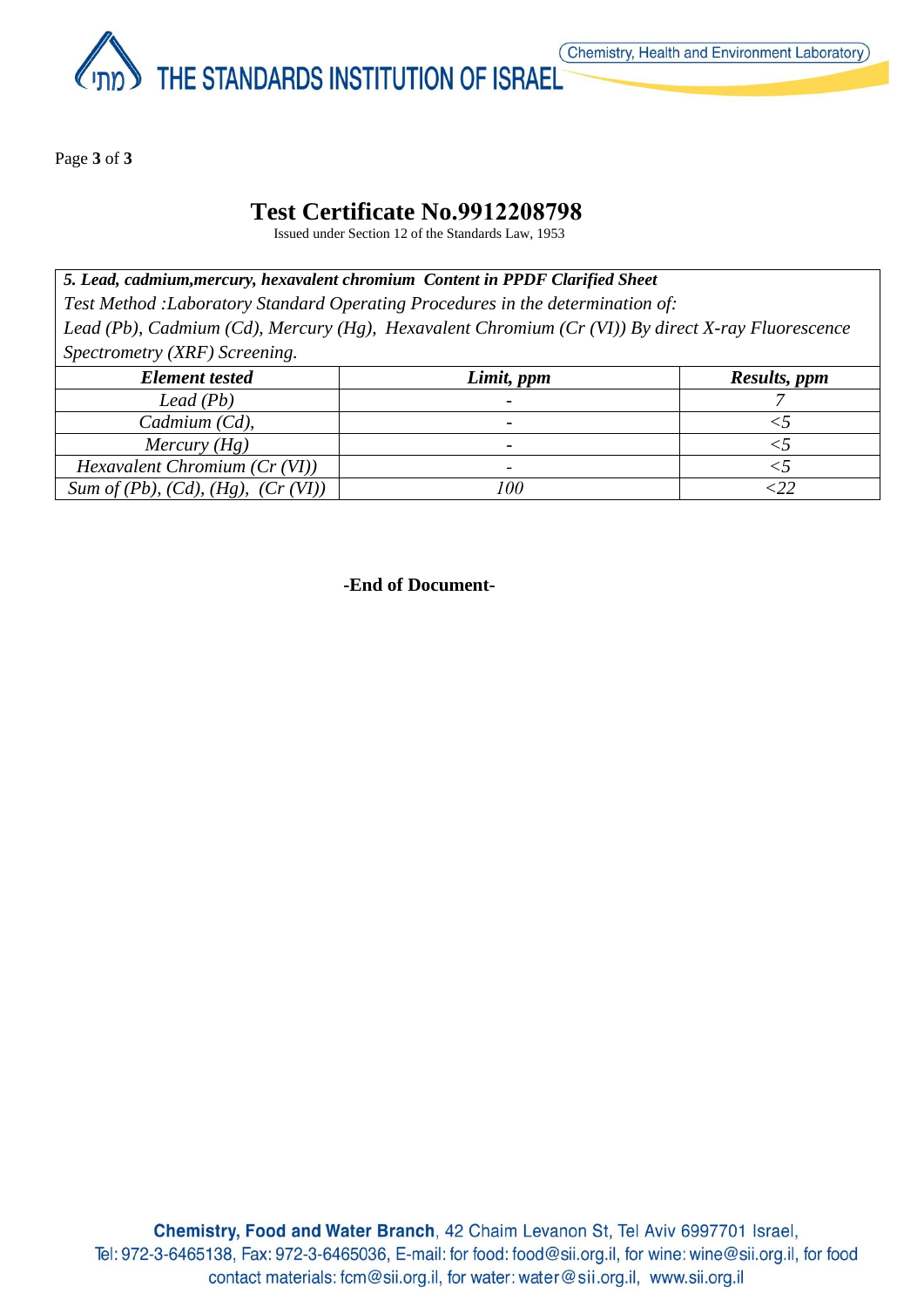# Test Certificate No.9912208798

Issued under Section 12 of the Standards Law, 1953

***5. Lead, cadmium,mercury, hexavalent chromium  Content in PPDF Clarified Sheet***

*Test Method :Laboratory Standard Operating Procedures in the determination of:*
*Lead (Pb), Cadmium (Cd), Mercury (Hg),  Hexavalent Chromium (Cr (VI)) By direct X-ray Fluorescence Spectrometry (XRF) Screening.*

| ***Element tested*** | ***Limit, ppm*** | ***Results, ppm*** |
|---|---|---|
| *Lead (Pb)* | - | *7* |
| *Cadmium (Cd),* | - | *<5* |
| *Mercury (Hg)* | - | *<5* |
| *Hexavalent Chromium (Cr (VI))* | - | *<5* |
| *Sum of (Pb), (Cd), (Hg),  (Cr (VI))* | *100* | *<22* |

**-End of Document-**